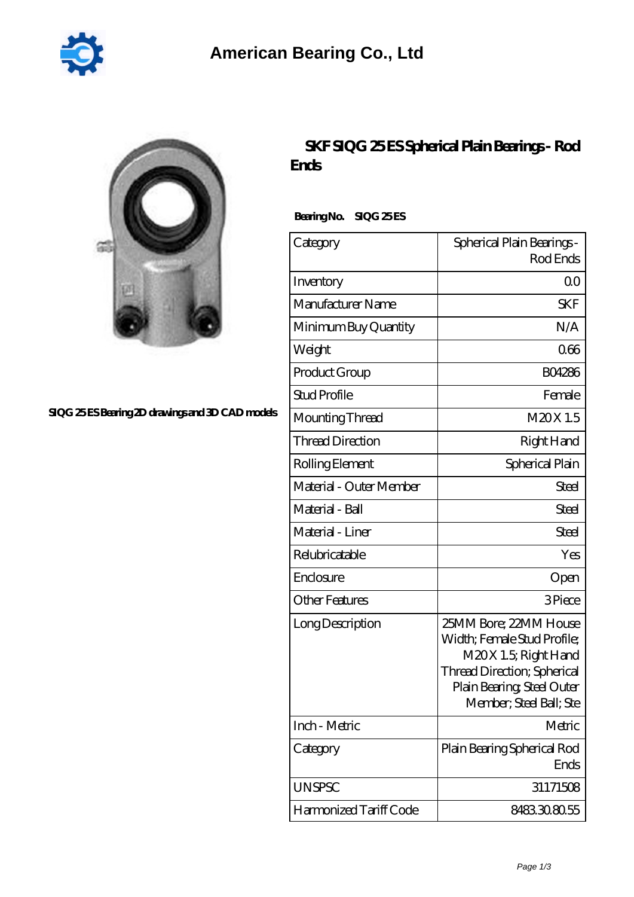# American Bearing Co., Ltd

SIQG 25 ES Bearing 2D drawings and 3D CAD models

## SKF SIQG 25 ES Spherical Plain Bearings - Rod Ends

**Bearing No. SIQG 25 ES**

| Category | Spherical Plain Bearings - Rod Ends |
|---|---|
| Inventory | 0.0 |
| Manufacturer Name | SKF |
| Minimum Buy Quantity | N/A |
| Weight | 0.66 |
| Product Group | B04286 |
| Stud Profile | Female |
| Mounting Thread | M20 X 1.5 |
| Thread Direction | Right Hand |
| Rolling Element | Spherical Plain |
| Material - Outer Member | Steel |
| Material - Ball | Steel |
| Material - Liner | Steel |
| Relubricatable | Yes |
| Enclosure | Open |
| Other Features | 3 Piece |
| Long Description | 25MM Bore; 22MM House Width; Female Stud Profile; M20 X 1.5; Right Hand Thread Direction; Spherical Plain Bearing; Steel Outer Member; Steel Ball; Ste |
| Inch - Metric | Metric |
| Category | Plain Bearing Spherical Rod Ends |
| UNSPSC | 31171508 |
| Harmonized Tariff Code | 8483.30.80.55 |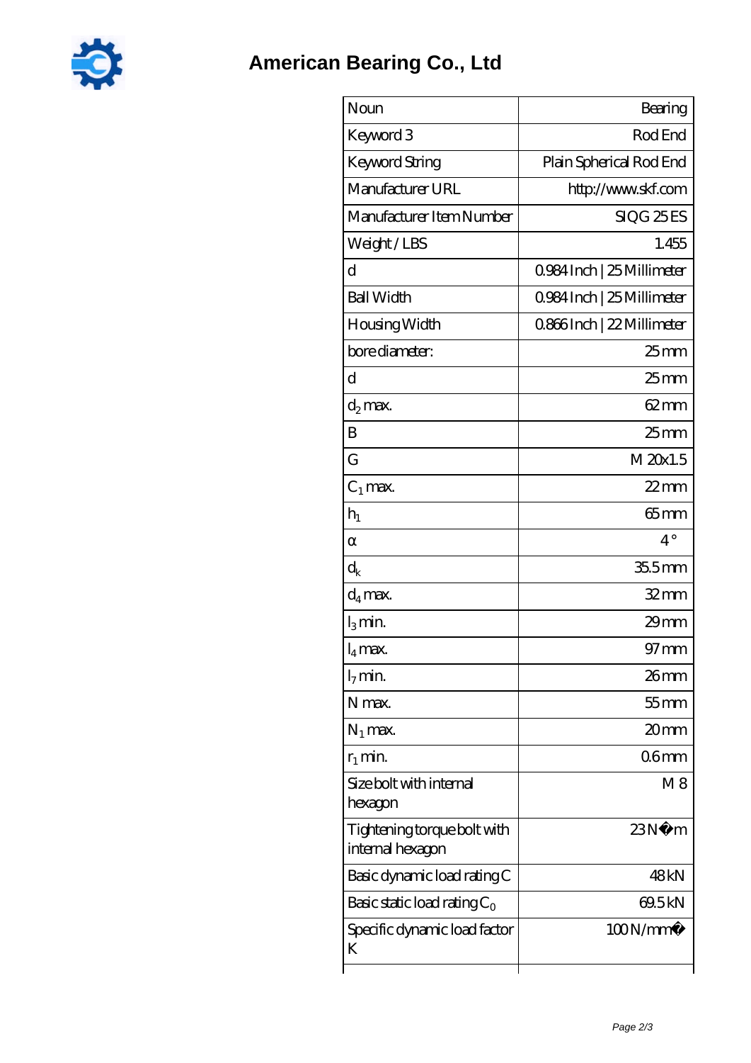# American Bearing Co., Ltd

| Noun | Bearing |
|---|---|
| Keyword 3 | Rod End |
| Keyword String | Plain Spherical Rod End |
| Manufacturer URL | http://www.skf.com |
| Manufacturer Item Number | SIQG 25 ES |
| Weight / LBS | 1.455 |
| d | 0.984 Inch \| 25 Millimeter |
| Ball Width | 0.984 Inch \| 25 Millimeter |
| Housing Width | 0.866 Inch \| 22 Millimeter |
| bore diameter: | 25 mm |
| d | 25 mm |
| $d_2$ max. | 62 mm |
| B | 25 mm |
| G | M 20x1.5 |
| $C_1$ max. | 22 mm |
| $h_1$ | 65 mm |
| α | 4 ° |
| $d_k$ | 35.5 mm |
| $d_4$ max. | 32 mm |
| $l_3$ min. | 29 mm |
| $l_4$ max. | 97 mm |
| $l_7$ min. | 26 mm |
| N max. | 55 mm |
| $N_1$ max. | 20 mm |
| $r_1$ min. | 0.6 mm |
| Size bolt with internal hexagon | M 8 |
| Tightening torque bolt with internal hexagon | 23 N�m |
| Basic dynamic load rating C | 48 kN |
| Basic static load rating $C_0$ | 69.5 kN |
| Specific dynamic load factor K | 100 N/mm� |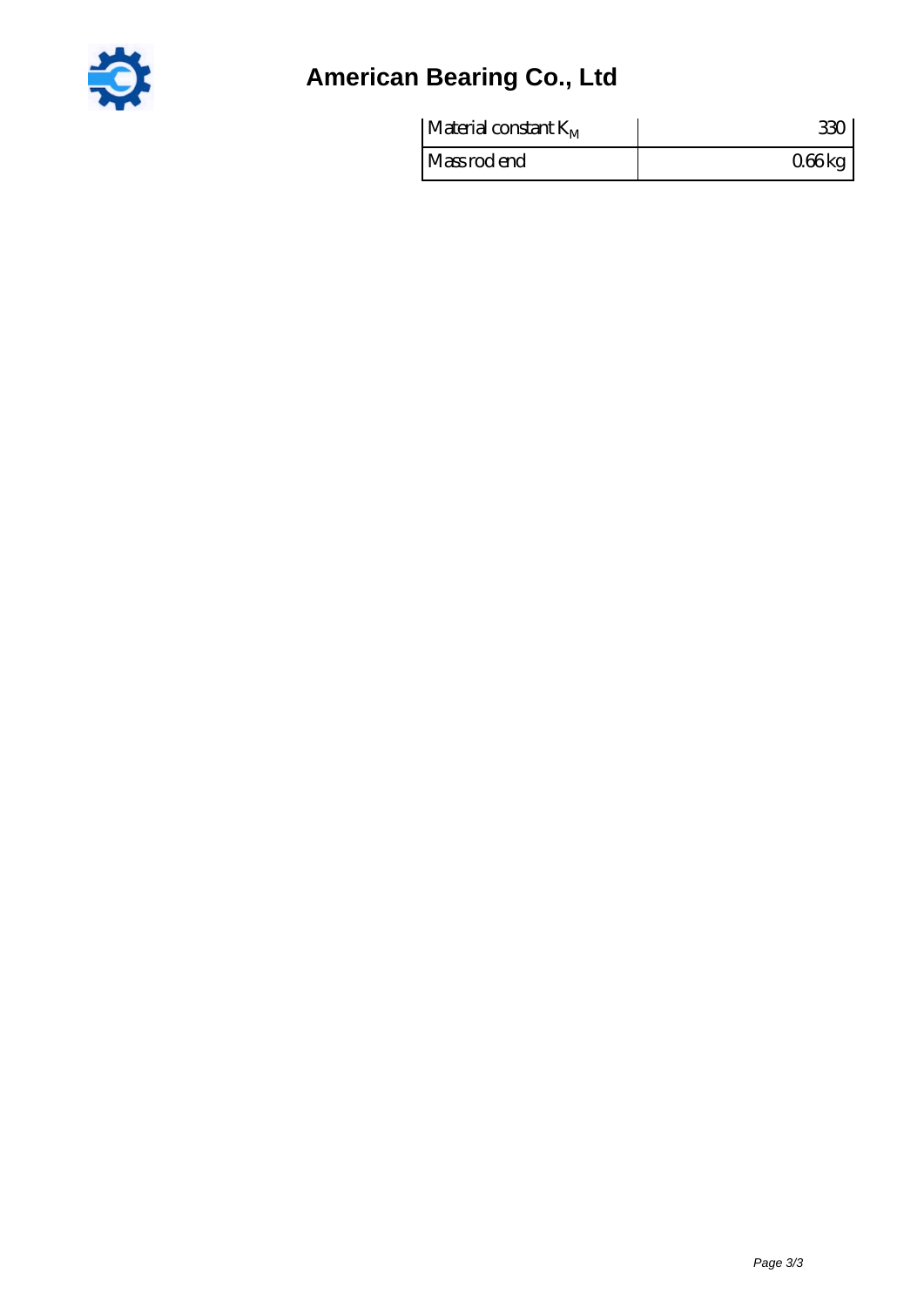| | |
|---|---|
| Material constant $K_M$ | 330 |
| Mass rod end | 0.66 kg |